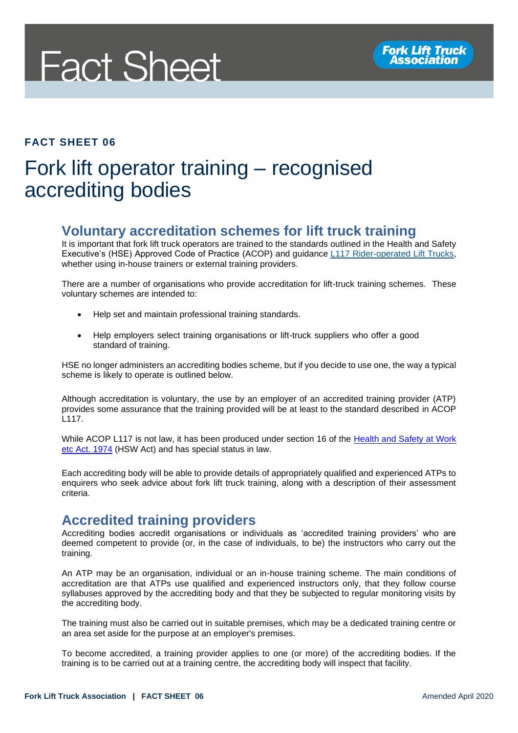# Fact Sheet

**FACT SHEET 06**

# Fork lift operator training – recognised accrediting bodies

## Voluntary accreditation schemes for lift truck training

It is important that fork lift truck operators are trained to the standards outlined in the Health and Safety Executive's (HSE) Approved Code of Practice (ACOP) and guidance L117 Rider-operated Lift Trucks, whether using in-house trainers or external training providers.

There are a number of organisations who provide accreditation for lift-truck training schemes. These voluntary schemes are intended to:

- Help set and maintain professional training standards.
- Help employers select training organisations or lift-truck suppliers who offer a good standard of training.

HSE no longer administers an accrediting bodies scheme, but if you decide to use one, the way a typical scheme is likely to operate is outlined below.

Although accreditation is voluntary, the use by an employer of an accredited training provider (ATP) provides some assurance that the training provided will be at least to the standard described in ACOP L117.

While ACOP L117 is not law, it has been produced under section 16 of the Health and Safety at Work etc Act. 1974 (HSW Act) and has special status in law.

Each accrediting body will be able to provide details of appropriately qualified and experienced ATPs to enquirers who seek advice about fork lift truck training, along with a description of their assessment criteria.

## Accredited training providers

Accrediting bodies accredit organisations or individuals as 'accredited training providers' who are deemed competent to provide (or, in the case of individuals, to be) the instructors who carry out the training.

An ATP may be an organisation, individual or an in-house training scheme. The main conditions of accreditation are that ATPs use qualified and experienced instructors only, that they follow course syllabuses approved by the accrediting body and that they be subjected to regular monitoring visits by the accrediting body.

The training must also be carried out in suitable premises, which may be a dedicated training centre or an area set aside for the purpose at an employer's premises.

To become accredited, a training provider applies to one (or more) of the accrediting bodies. If the training is to be carried out at a training centre, the accrediting body will inspect that facility.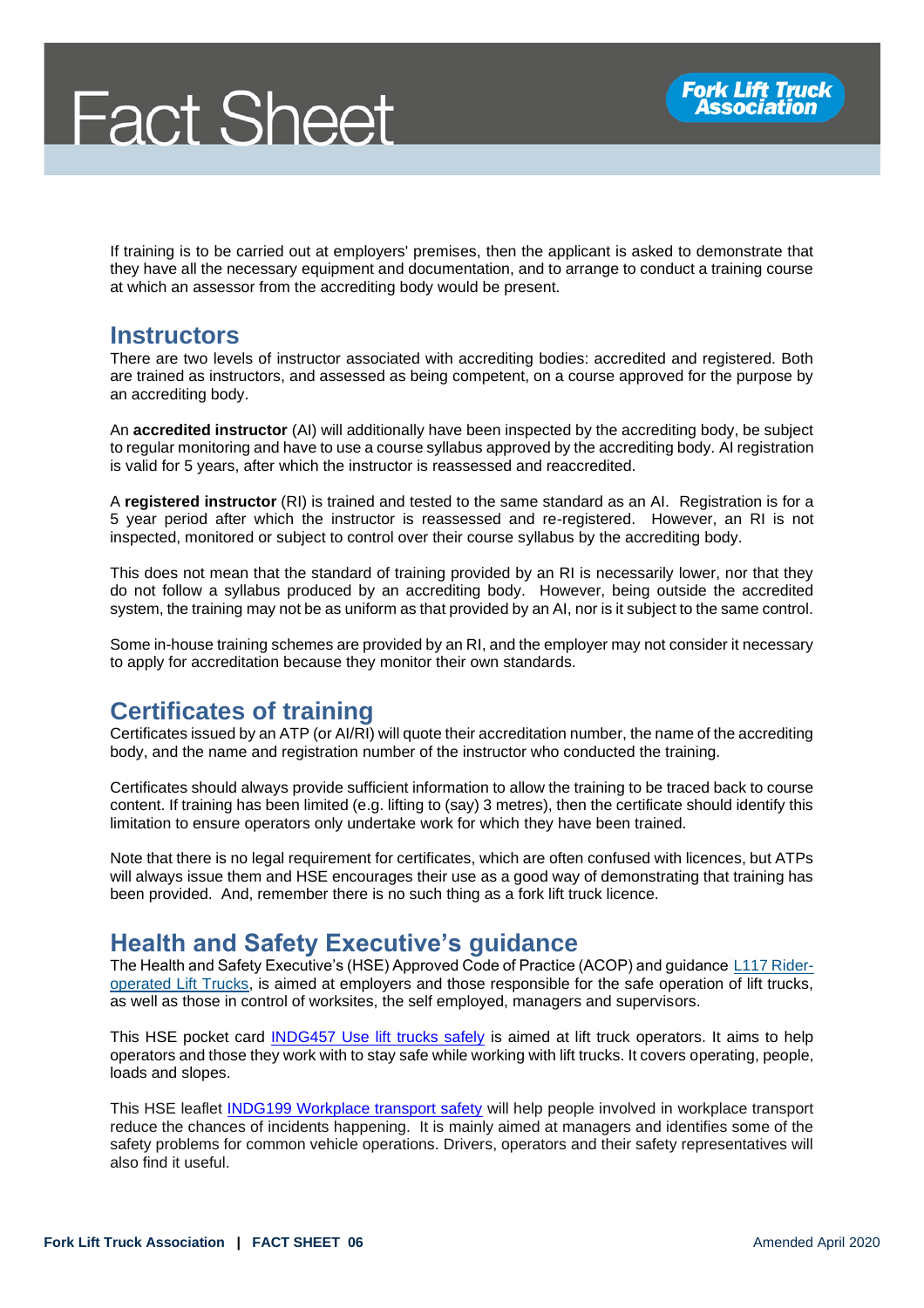If training is to be carried out at employers' premises, then the applicant is asked to demonstrate that they have all the necessary equipment and documentation, and to arrange to conduct a training course at which an assessor from the accrediting body would be present.

## Instructors

There are two levels of instructor associated with accrediting bodies: accredited and registered. Both are trained as instructors, and assessed as being competent, on a course approved for the purpose by an accrediting body.

An **accredited instructor** (AI) will additionally have been inspected by the accrediting body, be subject to regular monitoring and have to use a course syllabus approved by the accrediting body. AI registration is valid for 5 years, after which the instructor is reassessed and reaccredited.

A **registered instructor** (RI) is trained and tested to the same standard as an AI. Registration is for a 5 year period after which the instructor is reassessed and re-registered. However, an RI is not inspected, monitored or subject to control over their course syllabus by the accrediting body.

This does not mean that the standard of training provided by an RI is necessarily lower, nor that they do not follow a syllabus produced by an accrediting body. However, being outside the accredited system, the training may not be as uniform as that provided by an AI, nor is it subject to the same control.

Some in-house training schemes are provided by an RI, and the employer may not consider it necessary to apply for accreditation because they monitor their own standards.

## Certificates of training

Certificates issued by an ATP (or AI/RI) will quote their accreditation number, the name of the accrediting body, and the name and registration number of the instructor who conducted the training.

Certificates should always provide sufficient information to allow the training to be traced back to course content. If training has been limited (e.g. lifting to (say) 3 metres), then the certificate should identify this limitation to ensure operators only undertake work for which they have been trained.

Note that there is no legal requirement for certificates, which are often confused with licences, but ATPs will always issue them and HSE encourages their use as a good way of demonstrating that training has been provided. And, remember there is no such thing as a fork lift truck licence.

## Health and Safety Executive's guidance

The Health and Safety Executive's (HSE) Approved Code of Practice (ACOP) and guidance L117 Rider-operated Lift Trucks, is aimed at employers and those responsible for the safe operation of lift trucks, as well as those in control of worksites, the self employed, managers and supervisors.

This HSE pocket card INDG457 Use lift trucks safely is aimed at lift truck operators. It aims to help operators and those they work with to stay safe while working with lift trucks. It covers operating, people, loads and slopes.

This HSE leaflet INDG199 Workplace transport safety will help people involved in workplace transport reduce the chances of incidents happening. It is mainly aimed at managers and identifies some of the safety problems for common vehicle operations. Drivers, operators and their safety representatives will also find it useful.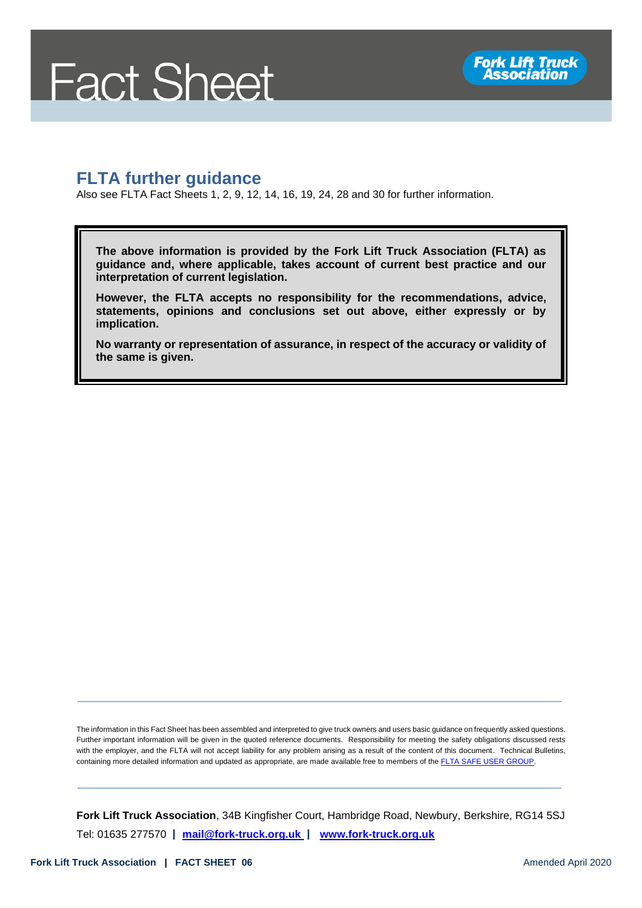## FLTA further guidance

Also see FLTA Fact Sheets 1, 2, 9, 12, 14, 16, 19, 24, 28 and 30 for further information.

**The above information is provided by the Fork Lift Truck Association (FLTA) as guidance and, where applicable, takes account of current best practice and our interpretation of current legislation.**

**However, the FLTA accepts no responsibility for the recommendations, advice, statements, opinions and conclusions set out above, either expressly or by implication.**

**No warranty or representation of assurance, in respect of the accuracy or validity of the same is given.**

---

The information in this Fact Sheet has been assembled and interpreted to give truck owners and users basic guidance on frequently asked questions. Further important information will be given in the quoted reference documents. Responsibility for meeting the safety obligations discussed rests with the employer, and the FLTA will not accept liability for any problem arising as a result of the content of this document. Technical Bulletins, containing more detailed information and updated as appropriate, are made available free to members of the FLTA SAFE USER GROUP.

---

**Fork Lift Truck Association**, 34B Kingfisher Court, Hambridge Road, Newbury, Berkshire, RG14 5SJ

Tel: 01635 277570 **|** **mail@fork-truck.org.uk** **|** **www.fork-truck.org.uk**